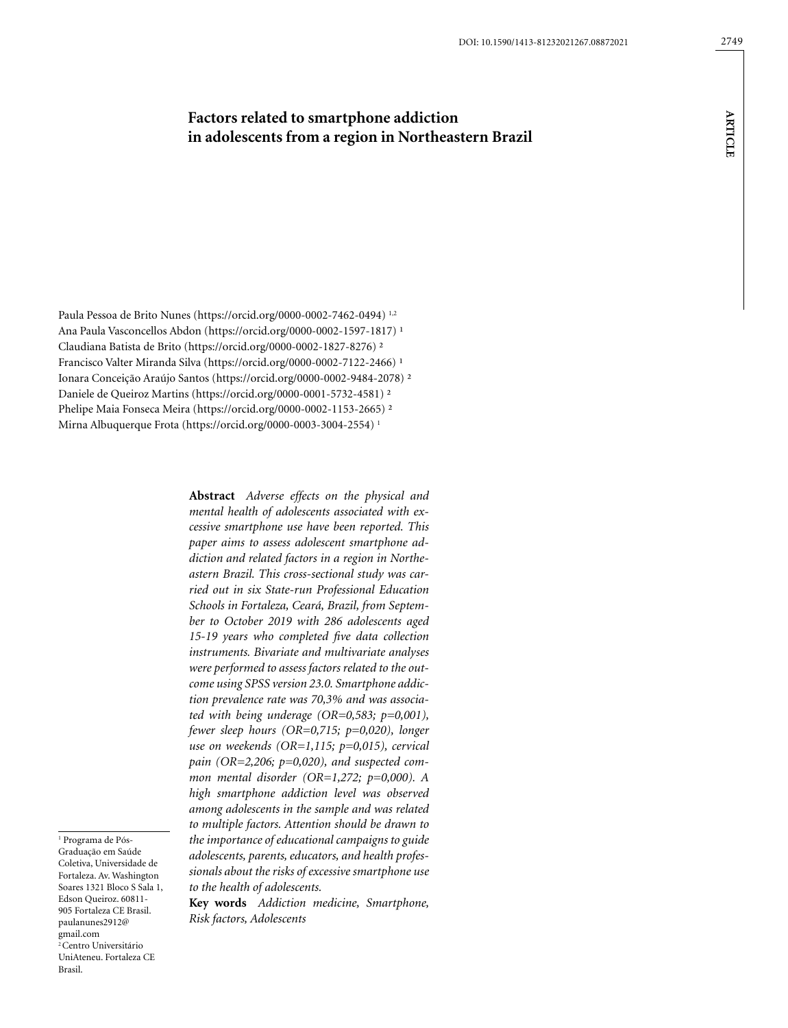# Factors related to smartphone addiction in adolescents from a region in Northeastern Brazil

Paula Pessoa de Brito Nunes (https://orcid.org/0000-0002-7462-0494) [1,2]
Ana Paula Vasconcellos Abdon (https://orcid.org/0000-0002-1597-1817) [1]
Claudiana Batista de Brito (https://orcid.org/0000-0002-1827-8276) [2]
Francisco Valter Miranda Silva (https://orcid.org/0000-0002-7122-2466) [1]
Ionara Conceição Araújo Santos (https://orcid.org/0000-0002-9484-2078) [2]
Daniele de Queiroz Martins (https://orcid.org/0000-0001-5732-4581) [2]
Phelipe Maia Fonseca Meira (https://orcid.org/0000-0002-1153-2665) [2]
Mirna Albuquerque Frota (https://orcid.org/0000-0003-3004-2554) [1]

**Abstract** *Adverse effects on the physical and mental health of adolescents associated with excessive smartphone use have been reported. This paper aims to assess adolescent smartphone addiction and related factors in a region in Northeastern Brazil. This cross-sectional study was carried out in six State-run Professional Education Schools in Fortaleza, Ceará, Brazil, from September to October 2019 with 286 adolescents aged 15-19 years who completed five data collection instruments. Bivariate and multivariate analyses were performed to assess factors related to the outcome using SPSS version 23.0. Smartphone addiction prevalence rate was 70,3% and was associated with being underage (OR=0,583; p=0,001), fewer sleep hours (OR=0,715; p=0,020), longer use on weekends (OR=1,115; p=0,015), cervical pain (OR=2,206; p=0,020), and suspected common mental disorder (OR=1,272; p=0,000). A high smartphone addiction level was observed among adolescents in the sample and was related to multiple factors. Attention should be drawn to the importance of educational campaigns to guide adolescents, parents, educators, and health professionals about the risks of excessive smartphone use to the health of adolescents.*

**Key words** *Addiction medicine, Smartphone, Risk factors, Adolescents*

[1] Programa de Pós-Graduação em Saúde Coletiva, Universidade de Fortaleza. Av. Washington Soares 1321 Bloco S Sala 1, Edson Queiroz. 60811-905 Fortaleza CE Brasil. paulanunes2912@gmail.com
[2] Centro Universitário UniAteneu. Fortaleza CE Brasil.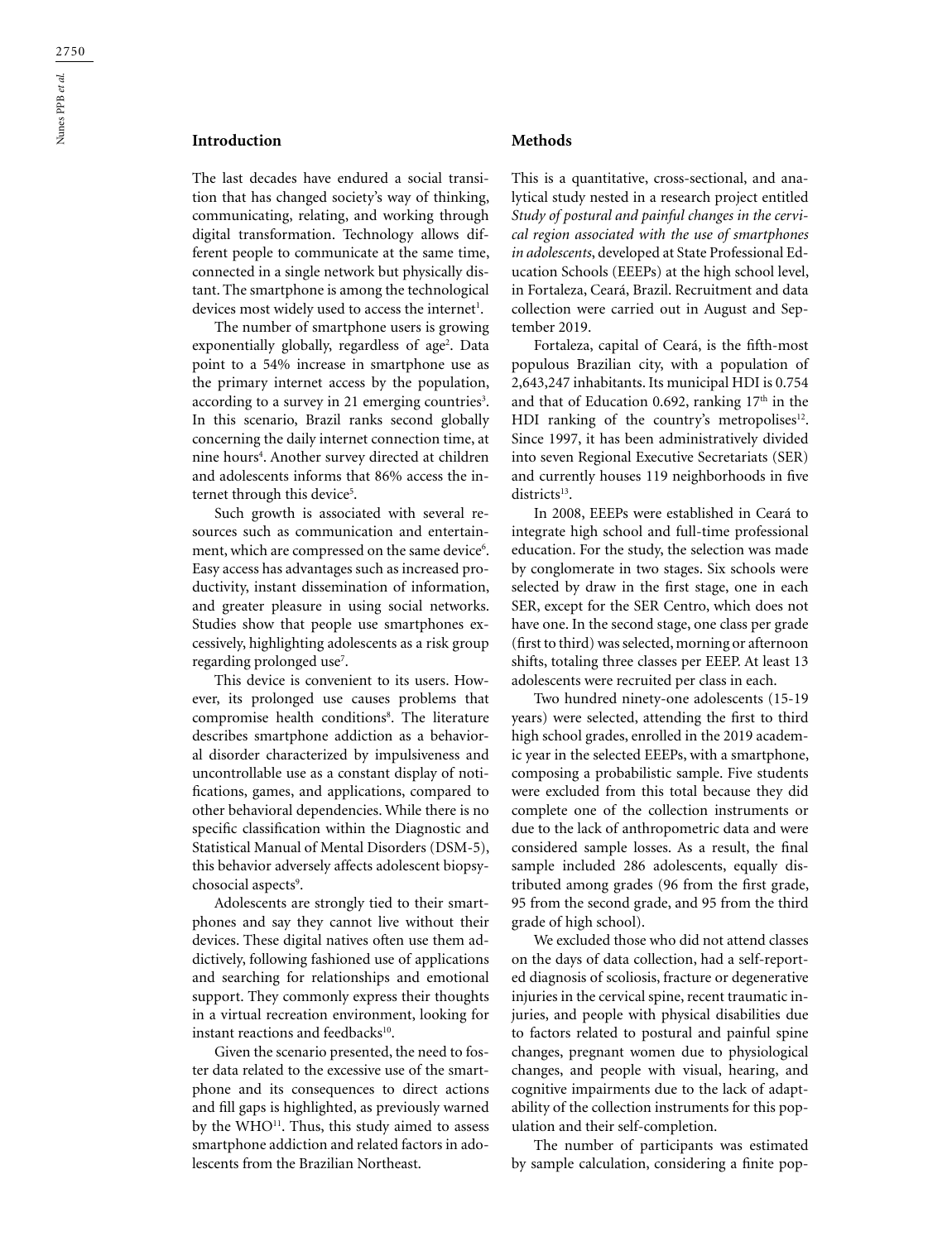## Introduction

The last decades have endured a social transition that has changed society's way of thinking, communicating, relating, and working through digital transformation. Technology allows different people to communicate at the same time, connected in a single network but physically distant. The smartphone is among the technological devices most widely used to access the internet[1].

The number of smartphone users is growing exponentially globally, regardless of age[2]. Data point to a 54% increase in smartphone use as the primary internet access by the population, according to a survey in 21 emerging countries[3]. In this scenario, Brazil ranks second globally concerning the daily internet connection time, at nine hours[4]. Another survey directed at children and adolescents informs that 86% access the internet through this device[5].

Such growth is associated with several resources such as communication and entertainment, which are compressed on the same device[6]. Easy access has advantages such as increased productivity, instant dissemination of information, and greater pleasure in using social networks. Studies show that people use smartphones excessively, highlighting adolescents as a risk group regarding prolonged use[7].

This device is convenient to its users. However, its prolonged use causes problems that compromise health conditions[8]. The literature describes smartphone addiction as a behavioral disorder characterized by impulsiveness and uncontrollable use as a constant display of notifications, games, and applications, compared to other behavioral dependencies. While there is no specific classification within the Diagnostic and Statistical Manual of Mental Disorders (DSM-5), this behavior adversely affects adolescent biopsychosocial aspects[9].

Adolescents are strongly tied to their smartphones and say they cannot live without their devices. These digital natives often use them addictively, following fashioned use of applications and searching for relationships and emotional support. They commonly express their thoughts in a virtual recreation environment, looking for instant reactions and feedbacks[10].

Given the scenario presented, the need to foster data related to the excessive use of the smartphone and its consequences to direct actions and fill gaps is highlighted, as previously warned by the WHO[11]. Thus, this study aimed to assess smartphone addiction and related factors in adolescents from the Brazilian Northeast.

## Methods

This is a quantitative, cross-sectional, and analytical study nested in a research project entitled *Study of postural and painful changes in the cervical region associated with the use of smartphones in adolescents*, developed at State Professional Education Schools (EEEPs) at the high school level, in Fortaleza, Ceará, Brazil. Recruitment and data collection were carried out in August and September 2019.

Fortaleza, capital of Ceará, is the fifth-most populous Brazilian city, with a population of 2,643,247 inhabitants. Its municipal HDI is 0.754 and that of Education 0.692, ranking 17th in the HDI ranking of the country's metropolises[12]. Since 1997, it has been administratively divided into seven Regional Executive Secretariats (SER) and currently houses 119 neighborhoods in five districts[13].

In 2008, EEEPs were established in Ceará to integrate high school and full-time professional education. For the study, the selection was made by conglomerate in two stages. Six schools were selected by draw in the first stage, one in each SER, except for the SER Centro, which does not have one. In the second stage, one class per grade (first to third) was selected, morning or afternoon shifts, totaling three classes per EEEP. At least 13 adolescents were recruited per class in each.

Two hundred ninety-one adolescents (15-19 years) were selected, attending the first to third high school grades, enrolled in the 2019 academic year in the selected EEEPs, with a smartphone, composing a probabilistic sample. Five students were excluded from this total because they did complete one of the collection instruments or due to the lack of anthropometric data and were considered sample losses. As a result, the final sample included 286 adolescents, equally distributed among grades (96 from the first grade, 95 from the second grade, and 95 from the third grade of high school).

We excluded those who did not attend classes on the days of data collection, had a self-reported diagnosis of scoliosis, fracture or degenerative injuries in the cervical spine, recent traumatic injuries, and people with physical disabilities due to factors related to postural and painful spine changes, pregnant women due to physiological changes, and people with visual, hearing, and cognitive impairments due to the lack of adaptability of the collection instruments for this population and their self-completion.

The number of participants was estimated by sample calculation, considering a finite pop-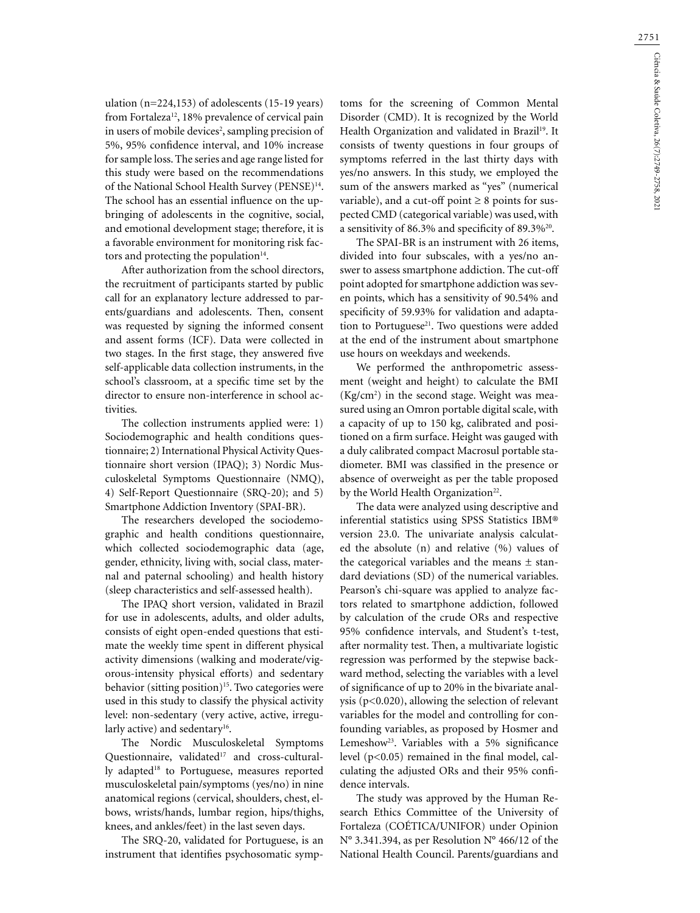ulation (n=224,153) of adolescents (15-19 years) from Fortaleza[12], 18% prevalence of cervical pain in users of mobile devices[2], sampling precision of 5%, 95% confidence interval, and 10% increase for sample loss. The series and age range listed for this study were based on the recommendations of the National School Health Survey (PENSE)[14]. The school has an essential influence on the upbringing of adolescents in the cognitive, social, and emotional development stage; therefore, it is a favorable environment for monitoring risk factors and protecting the population[14].

After authorization from the school directors, the recruitment of participants started by public call for an explanatory lecture addressed to parents/guardians and adolescents. Then, consent was requested by signing the informed consent and assent forms (ICF). Data were collected in two stages. In the first stage, they answered five self-applicable data collection instruments, in the school's classroom, at a specific time set by the director to ensure non-interference in school activities.

The collection instruments applied were: 1) Sociodemographic and health conditions questionnaire; 2) International Physical Activity Questionnaire short version (IPAQ); 3) Nordic Musculoskeletal Symptoms Questionnaire (NMQ), 4) Self-Report Questionnaire (SRQ-20); and 5) Smartphone Addiction Inventory (SPAI-BR).

The researchers developed the sociodemographic and health conditions questionnaire, which collected sociodemographic data (age, gender, ethnicity, living with, social class, maternal and paternal schooling) and health history (sleep characteristics and self-assessed health).

The IPAQ short version, validated in Brazil for use in adolescents, adults, and older adults, consists of eight open-ended questions that estimate the weekly time spent in different physical activity dimensions (walking and moderate/vigorous-intensity physical efforts) and sedentary behavior (sitting position)[15]. Two categories were used in this study to classify the physical activity level: non-sedentary (very active, active, irregularly active) and sedentary[16].

The Nordic Musculoskeletal Symptoms Questionnaire, validated[17] and cross-culturally adapted[18] to Portuguese, measures reported musculoskeletal pain/symptoms (yes/no) in nine anatomical regions (cervical, shoulders, chest, elbows, wrists/hands, lumbar region, hips/thighs, knees, and ankles/feet) in the last seven days.

The SRQ-20, validated for Portuguese, is an instrument that identifies psychosomatic symptoms for the screening of Common Mental Disorder (CMD). It is recognized by the World Health Organization and validated in Brazil[19]. It consists of twenty questions in four groups of symptoms referred in the last thirty days with yes/no answers. In this study, we employed the sum of the answers marked as "yes" (numerical variable), and a cut-off point ≥ 8 points for suspected CMD (categorical variable) was used, with a sensitivity of 86.3% and specificity of 89.3%[20].

The SPAI-BR is an instrument with 26 items, divided into four subscales, with a yes/no answer to assess smartphone addiction. The cut-off point adopted for smartphone addiction was seven points, which has a sensitivity of 90.54% and specificity of 59.93% for validation and adaptation to Portuguese[21]. Two questions were added at the end of the instrument about smartphone use hours on weekdays and weekends.

We performed the anthropometric assessment (weight and height) to calculate the BMI ($Kg/cm^2$) in the second stage. Weight was measured using an Omron portable digital scale, with a capacity of up to 150 kg, calibrated and positioned on a firm surface. Height was gauged with a duly calibrated compact Macrosul portable stadiometer. BMI was classified in the presence or absence of overweight as per the table proposed by the World Health Organization[22].

The data were analyzed using descriptive and inferential statistics using SPSS Statistics IBM® version 23.0. The univariate analysis calculated the absolute (n) and relative (%) values of the categorical variables and the means ± standard deviations (SD) of the numerical variables. Pearson's chi-square was applied to analyze factors related to smartphone addiction, followed by calculation of the crude ORs and respective 95% confidence intervals, and Student's t-test, after normality test. Then, a multivariate logistic regression was performed by the stepwise backward method, selecting the variables with a level of significance of up to 20% in the bivariate analysis ($p<0.020$), allowing the selection of relevant variables for the model and controlling for confounding variables, as proposed by Hosmer and Lemeshow[23]. Variables with a 5% significance level ($p<0.05$) remained in the final model, calculating the adjusted ORs and their 95% confidence intervals.

The study was approved by the Human Research Ethics Committee of the University of Fortaleza (COÉTICA/UNIFOR) under Opinion N° 3.341.394, as per Resolution N° 466/12 of the National Health Council. Parents/guardians and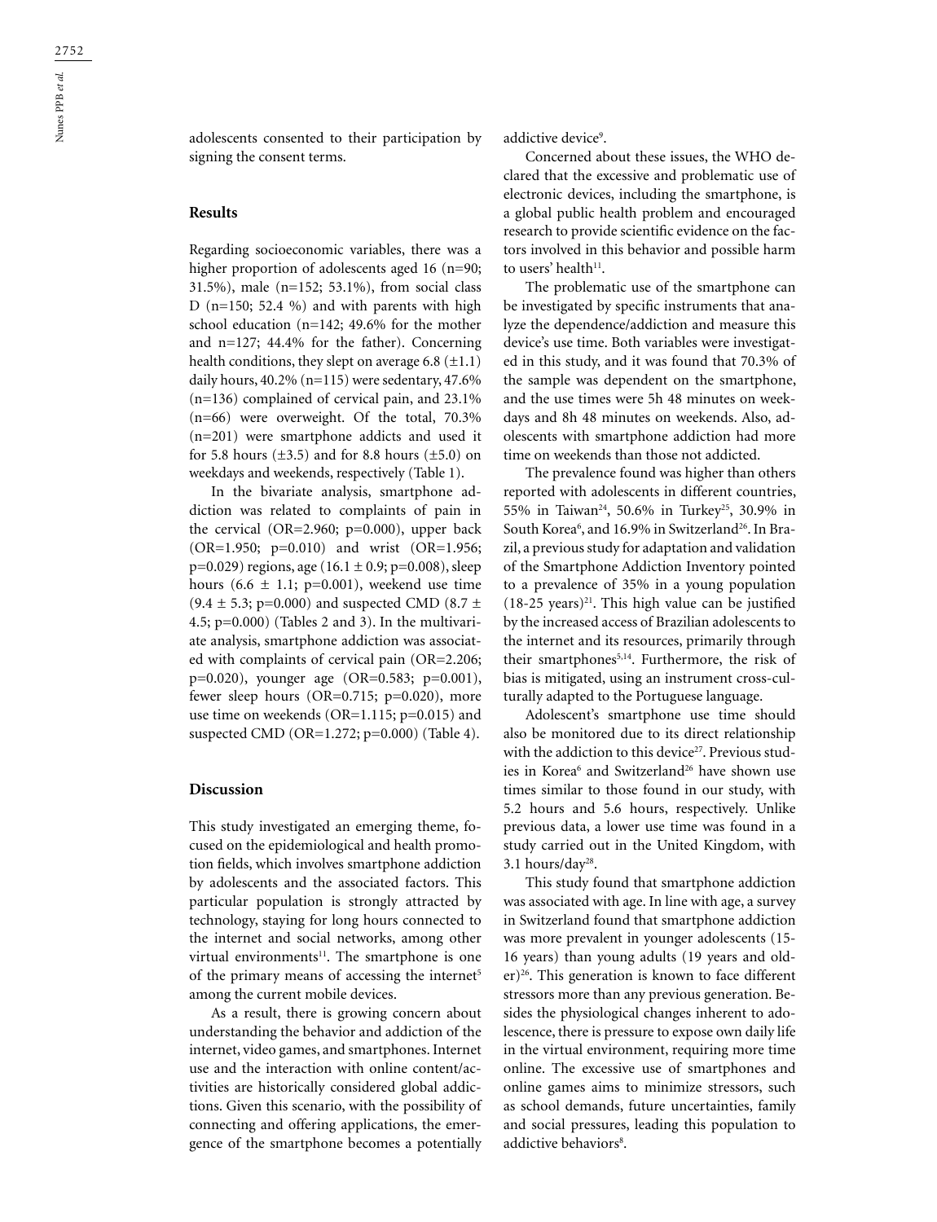adolescents consented to their participation by signing the consent terms.

## Results

Regarding socioeconomic variables, there was a higher proportion of adolescents aged 16 (n=90; 31.5%), male (n=152; 53.1%), from social class D (n=150; 52.4 %) and with parents with high school education (n=142; 49.6% for the mother and n=127; 44.4% for the father). Concerning health conditions, they slept on average 6.8 (±1.1) daily hours, 40.2% (n=115) were sedentary, 47.6% (n=136) complained of cervical pain, and 23.1% (n=66) were overweight. Of the total, 70.3% (n=201) were smartphone addicts and used it for 5.8 hours (±3.5) and for 8.8 hours (±5.0) on weekdays and weekends, respectively (Table 1).

In the bivariate analysis, smartphone addiction was related to complaints of pain in the cervical (OR=2.960; p=0.000), upper back (OR=1.950; p=0.010) and wrist (OR=1.956; p=0.029) regions, age (16.1 ± 0.9; p=0.008), sleep hours (6.6 ± 1.1; p=0.001), weekend use time (9.4 ± 5.3; p=0.000) and suspected CMD (8.7 ± 4.5; p=0.000) (Tables 2 and 3). In the multivariate analysis, smartphone addiction was associated with complaints of cervical pain (OR=2.206; p=0.020), younger age (OR=0.583; p=0.001), fewer sleep hours (OR=0.715; p=0.020), more use time on weekends (OR=1.115; p=0.015) and suspected CMD (OR=1.272; p=0.000) (Table 4).

## Discussion

This study investigated an emerging theme, focused on the epidemiological and health promotion fields, which involves smartphone addiction by adolescents and the associated factors. This particular population is strongly attracted by technology, staying for long hours connected to the internet and social networks, among other virtual environments[11]. The smartphone is one of the primary means of accessing the internet[5] among the current mobile devices.

As a result, there is growing concern about understanding the behavior and addiction of the internet, video games, and smartphones. Internet use and the interaction with online content/activities are historically considered global addictions. Given this scenario, with the possibility of connecting and offering applications, the emergence of the smartphone becomes a potentially addictive device[9].

Concerned about these issues, the WHO declared that the excessive and problematic use of electronic devices, including the smartphone, is a global public health problem and encouraged research to provide scientific evidence on the factors involved in this behavior and possible harm to users' health[11].

The problematic use of the smartphone can be investigated by specific instruments that analyze the dependence/addiction and measure this device's use time. Both variables were investigated in this study, and it was found that 70.3% of the sample was dependent on the smartphone, and the use times were 5h 48 minutes on weekdays and 8h 48 minutes on weekends. Also, adolescents with smartphone addiction had more time on weekends than those not addicted.

The prevalence found was higher than others reported with adolescents in different countries, 55% in Taiwan[24], 50.6% in Turkey[25], 30.9% in South Korea[6], and 16.9% in Switzerland[26]. In Brazil, a previous study for adaptation and validation of the Smartphone Addiction Inventory pointed to a prevalence of 35% in a young population (18-25 years)[21]. This high value can be justified by the increased access of Brazilian adolescents to the internet and its resources, primarily through their smartphones[5,14]. Furthermore, the risk of bias is mitigated, using an instrument cross-culturally adapted to the Portuguese language.

Adolescent's smartphone use time should also be monitored due to its direct relationship with the addiction to this device[27]. Previous studies in Korea[6] and Switzerland[26] have shown use times similar to those found in our study, with 5.2 hours and 5.6 hours, respectively. Unlike previous data, a lower use time was found in a study carried out in the United Kingdom, with 3.1 hours/day[28].

This study found that smartphone addiction was associated with age. In line with age, a survey in Switzerland found that smartphone addiction was more prevalent in younger adolescents (15-16 years) than young adults (19 years and older)[26]. This generation is known to face different stressors more than any previous generation. Besides the physiological changes inherent to adolescence, there is pressure to expose own daily life in the virtual environment, requiring more time online. The excessive use of smartphones and online games aims to minimize stressors, such as school demands, future uncertainties, family and social pressures, leading this population to addictive behaviors[8].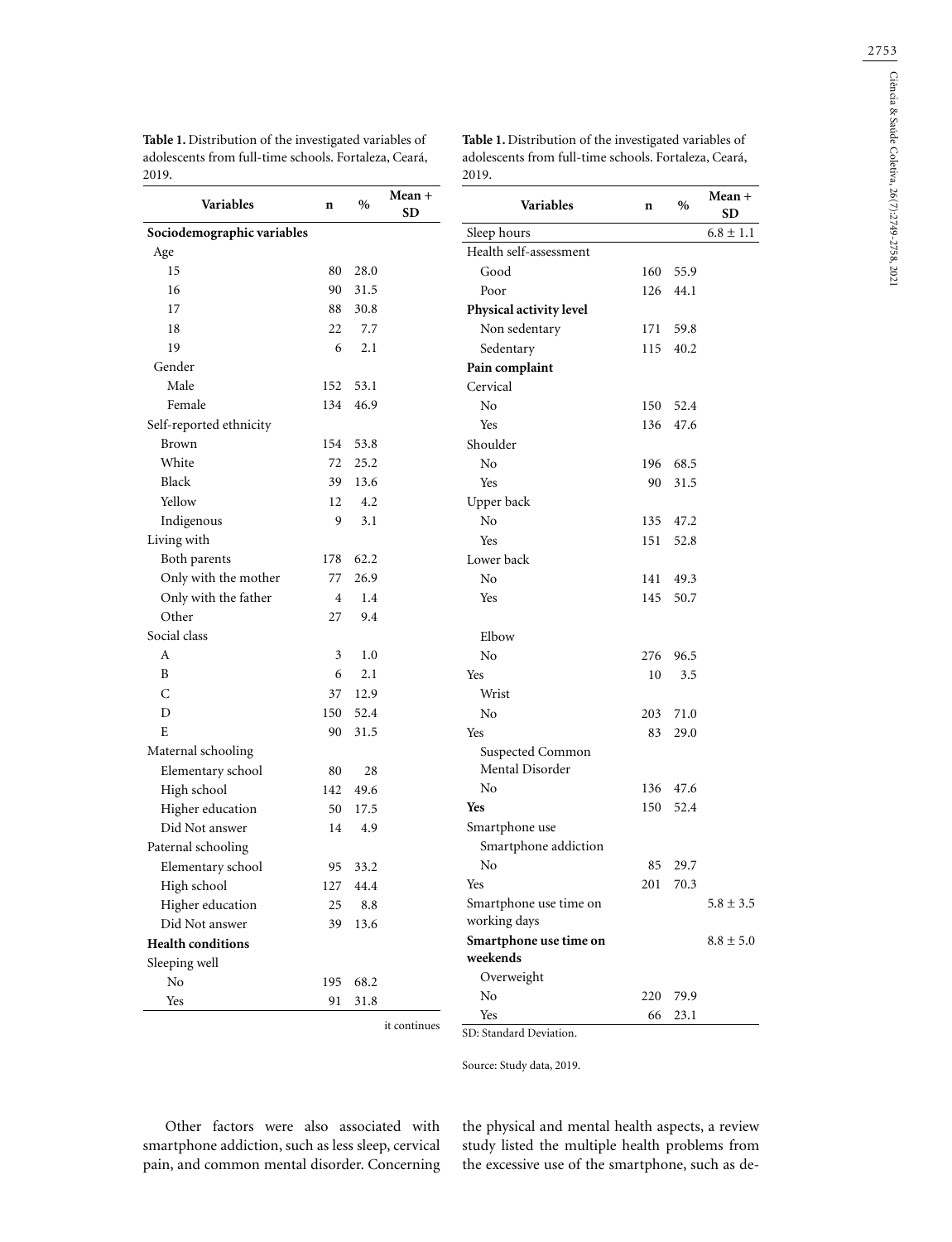**Table 1.** Distribution of the investigated variables of adolescents from full-time schools. Fortaleza, Ceará, 2019.

| Variables | n | % | Mean + SD |
|---|---|---|---|
| **Sociodemographic variables** | | | |
| Age | | | |
| 15 | 80 | 28.0 | |
| 16 | 90 | 31.5 | |
| 17 | 88 | 30.8 | |
| 18 | 22 | 7.7 | |
| 19 | 6 | 2.1 | |
| Gender | | | |
| Male | 152 | 53.1 | |
| Female | 134 | 46.9 | |
| Self-reported ethnicity | | | |
| Brown | 154 | 53.8 | |
| White | 72 | 25.2 | |
| Black | 39 | 13.6 | |
| Yellow | 12 | 4.2 | |
| Indigenous | 9 | 3.1 | |
| Living with | | | |
| Both parents | 178 | 62.2 | |
| Only with the mother | 77 | 26.9 | |
| Only with the father | 4 | 1.4 | |
| Other | 27 | 9.4 | |
| Social class | | | |
| A | 3 | 1.0 | |
| B | 6 | 2.1 | |
| C | 37 | 12.9 | |
| D | 150 | 52.4 | |
| E | 90 | 31.5 | |
| Maternal schooling | | | |
| Elementary school | 80 | 28 | |
| High school | 142 | 49.6 | |
| Higher education | 50 | 17.5 | |
| Did Not answer | 14 | 4.9 | |
| Paternal schooling | | | |
| Elementary school | 95 | 33.2 | |
| High school | 127 | 44.4 | |
| Higher education | 25 | 8.8 | |
| Did Not answer | 39 | 13.6 | |
| **Health conditions** | | | |
| Sleeping well | | | |
| No | 195 | 68.2 | |
| Yes | 91 | 31.8 | |
| Sleep hours | | | 6.8 ± 1.1 |
| Health self-assessment | | | |
| Good | 160 | 55.9 | |
| Poor | 126 | 44.1 | |
| **Physical activity level** | | | |
| Non sedentary | 171 | 59.8 | |
| Sedentary | 115 | 40.2 | |
| **Pain complaint** | | | |
| Cervical | | | |
| No | 150 | 52.4 | |
| Yes | 136 | 47.6 | |
| Shoulder | | | |
| No | 196 | 68.5 | |
| Yes | 90 | 31.5 | |
| Upper back | | | |
| No | 135 | 47.2 | |
| Yes | 151 | 52.8 | |
| Lower back | | | |
| No | 141 | 49.3 | |
| Yes | 145 | 50.7 | |
| Elbow | | | |
| No | 276 | 96.5 | |
| Yes | 10 | 3.5 | |
| Wrist | | | |
| No | 203 | 71.0 | |
| Yes | 83 | 29.0 | |
| Suspected Common Mental Disorder | | | |
| No | 136 | 47.6 | |
| **Yes** | 150 | 52.4 | |
| Smartphone use | | | |
| Smartphone addiction | | | |
| No | 85 | 29.7 | |
| Yes | 201 | 70.3 | |
| Smartphone use time on working days | | | 5.8 ± 3.5 |
| **Smartphone use time on weekends** | | | 8.8 ± 5.0 |
| Overweight | | | |
| No | 220 | 79.9 | |
| Yes | 66 | 23.1 | |

SD: Standard Deviation.

Source: Study data, 2019.

Other factors were also associated with smartphone addiction, such as less sleep, cervical pain, and common mental disorder. Concerning the physical and mental health aspects, a review study listed the multiple health problems from the excessive use of the smartphone, such as de-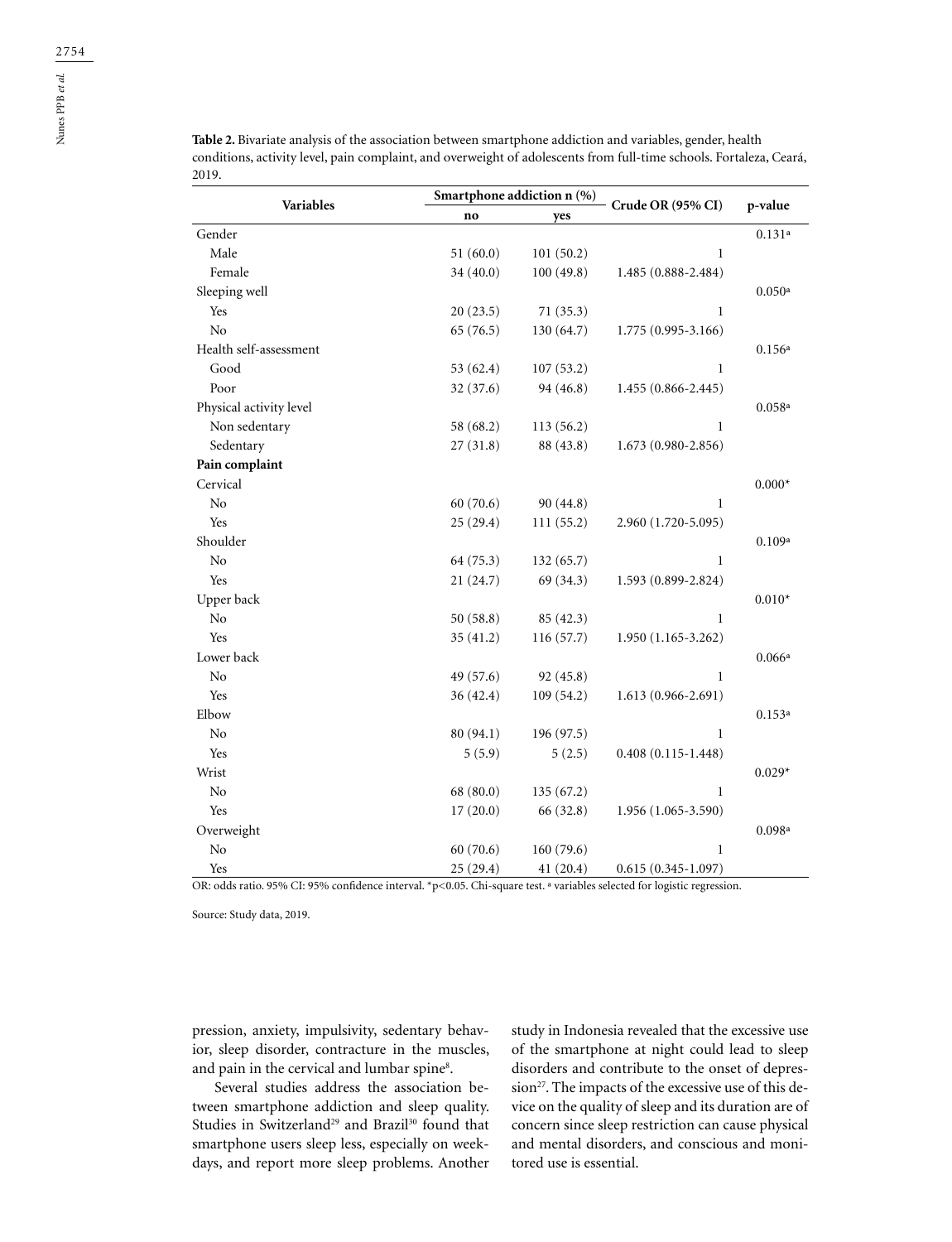**Table 2.** Bivariate analysis of the association between smartphone addiction and variables, gender, health conditions, activity level, pain complaint, and overweight of adolescents from full-time schools. Fortaleza, Ceará, 2019.

| Variables | Smartphone addiction n (%) | | Crude OR (95% CI) | p-value |
|---|---|---|---|---|
| | no | yes | | |
| Gender | | | | 0.131[a] |
| Male | 51 (60.0) | 101 (50.2) | 1 | |
| Female | 34 (40.0) | 100 (49.8) | 1.485 (0.888-2.484) | |
| Sleeping well | | | | 0.050[a] |
| Yes | 20 (23.5) | 71 (35.3) | 1 | |
| No | 65 (76.5) | 130 (64.7) | 1.775 (0.995-3.166) | |
| Health self-assessment | | | | 0.156[a] |
| Good | 53 (62.4) | 107 (53.2) | 1 | |
| Poor | 32 (37.6) | 94 (46.8) | 1.455 (0.866-2.445) | |
| Physical activity level | | | | 0.058[a] |
| Non sedentary | 58 (68.2) | 113 (56.2) | 1 | |
| Sedentary | 27 (31.8) | 88 (43.8) | 1.673 (0.980-2.856) | |
| **Pain complaint** | | | | |
| Cervical | | | | 0.000* |
| No | 60 (70.6) | 90 (44.8) | 1 | |
| Yes | 25 (29.4) | 111 (55.2) | 2.960 (1.720-5.095) | |
| Shoulder | | | | 0.109[a] |
| No | 64 (75.3) | 132 (65.7) | 1 | |
| Yes | 21 (24.7) | 69 (34.3) | 1.593 (0.899-2.824) | |
| Upper back | | | | 0.010* |
| No | 50 (58.8) | 85 (42.3) | 1 | |
| Yes | 35 (41.2) | 116 (57.7) | 1.950 (1.165-3.262) | |
| Lower back | | | | 0.066[a] |
| No | 49 (57.6) | 92 (45.8) | 1 | |
| Yes | 36 (42.4) | 109 (54.2) | 1.613 (0.966-2.691) | |
| Elbow | | | | 0.153[a] |
| No | 80 (94.1) | 196 (97.5) | 1 | |
| Yes | 5 (5.9) | 5 (2.5) | 0.408 (0.115-1.448) | |
| Wrist | | | | 0.029* |
| No | 68 (80.0) | 135 (67.2) | 1 | |
| Yes | 17 (20.0) | 66 (32.8) | 1.956 (1.065-3.590) | |
| Overweight | | | | 0.098[a] |
| No | 60 (70.6) | 160 (79.6) | 1 | |
| Yes | 25 (29.4) | 41 (20.4) | 0.615 (0.345-1.097) | |

OR: odds ratio. 95% CI: 95% confidence interval. *$p<0.05$. Chi-square test. [a] variables selected for logistic regression.

Source: Study data, 2019.

pression, anxiety, impulsivity, sedentary behavior, sleep disorder, contracture in the muscles, and pain in the cervical and lumbar spine[8].

Several studies address the association between smartphone addiction and sleep quality. Studies in Switzerland[29] and Brazil[30] found that smartphone users sleep less, especially on weekdays, and report more sleep problems. Another study in Indonesia revealed that the excessive use of the smartphone at night could lead to sleep disorders and contribute to the onset of depression[27]. The impacts of the excessive use of this device on the quality of sleep and its duration are of concern since sleep restriction can cause physical and mental disorders, and conscious and monitored use is essential.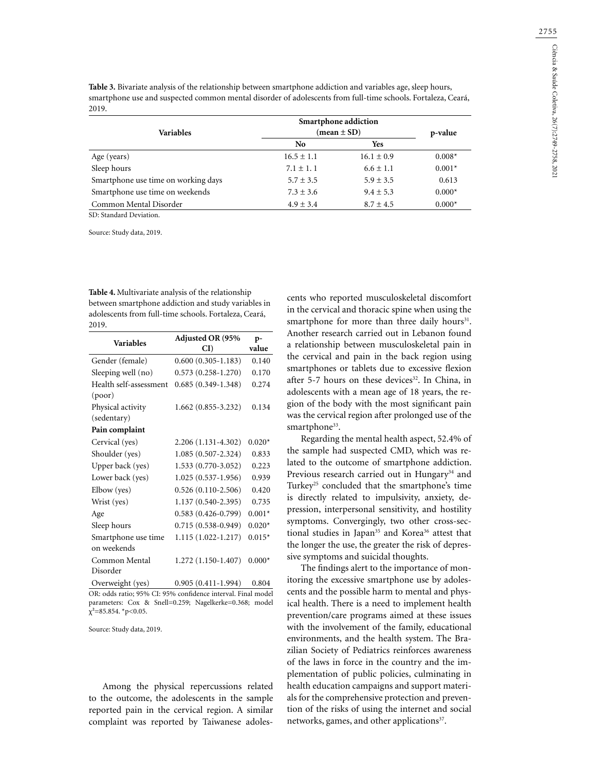**Table 3.** Bivariate analysis of the relationship between smartphone addiction and variables age, sleep hours, smartphone use and suspected common mental disorder of adolescents from full-time schools. Fortaleza, Ceará, 2019.

| Variables | Smartphone addiction (mean ± SD) | | p-value |
|---|---|---|---|
| | No | Yes | |
| Age (years) | 16.5 ± 1.1 | 16.1 ± 0.9 | 0.008* |
| Sleep hours | 7.1 ± 1. 1 | 6.6 ± 1.1 | 0.001* |
| Smartphone use time on working days | 5.7 ± 3.5 | 5.9 ± 3.5 | 0.613 |
| Smartphone use time on weekends | 7.3 ± 3.6 | 9.4 ± 5.3 | 0.000* |
| Common Mental Disorder | 4.9 ± 3.4 | 8.7 ± 4.5 | 0.000* |

SD: Standard Deviation.

Source: Study data, 2019.

**Table 4.** Multivariate analysis of the relationship between smartphone addiction and study variables in adolescents from full-time schools. Fortaleza, Ceará, 2019.

| Variables | Adjusted OR (95% CI) | p-value |
|---|---|---|
| Gender (female) | 0.600 (0.305-1.183) | 0.140 |
| Sleeping well (no) | 0.573 (0.258-1.270) | 0.170 |
| Health self-assessment (poor) | 0.685 (0.349-1.348) | 0.274 |
| Physical activity (sedentary) | 1.662 (0.855-3.232) | 0.134 |
| **Pain complaint** | | |
| Cervical (yes) | 2.206 (1.131-4.302) | 0.020* |
| Shoulder (yes) | 1.085 (0.507-2.324) | 0.833 |
| Upper back (yes) | 1.533 (0.770-3.052) | 0.223 |
| Lower back (yes) | 1.025 (0.537-1.956) | 0.939 |
| Elbow (yes) | 0.526 (0.110-2.506) | 0.420 |
| Wrist (yes) | 1.137 (0.540-2.395) | 0.735 |
| Age | 0.583 (0.426-0.799) | 0.001* |
| Sleep hours | 0.715 (0.538-0.949) | 0.020* |
| Smartphone use time on weekends | 1.115 (1.022-1.217) | 0.015* |
| Common Mental Disorder | 1.272 (1.150-1.407) | 0.000* |
| Overweight (yes) | 0.905 (0.411-1.994) | 0.804 |

OR: odds ratio; 95% CI: 95% confidence interval. Final model parameters: Cox & Snell=0.259; Nagelkerke=0.368; model $\chi^2$=85.854. *p<0.05.

Source: Study data, 2019.

Among the physical repercussions related to the outcome, the adolescents in the sample reported pain in the cervical region. A similar complaint was reported by Taiwanese adolescents who reported musculoskeletal discomfort in the cervical and thoracic spine when using the smartphone for more than three daily hours[31]. Another research carried out in Lebanon found a relationship between musculoskeletal pain in the cervical and pain in the back region using smartphones or tablets due to excessive flexion after 5-7 hours on these devices[32]. In China, in adolescents with a mean age of 18 years, the region of the body with the most significant pain was the cervical region after prolonged use of the smartphone[33].

Regarding the mental health aspect, 52.4% of the sample had suspected CMD, which was related to the outcome of smartphone addiction. Previous research carried out in Hungary[34] and Turkey[25] concluded that the smartphone's time is directly related to impulsivity, anxiety, depression, interpersonal sensitivity, and hostility symptoms. Convergingly, two other cross-sectional studies in Japan[35] and Korea[36] attest that the longer the use, the greater the risk of depressive symptoms and suicidal thoughts.

The findings alert to the importance of monitoring the excessive smartphone use by adolescents and the possible harm to mental and physical health. There is a need to implement health prevention/care programs aimed at these issues with the involvement of the family, educational environments, and the health system. The Brazilian Society of Pediatrics reinforces awareness of the laws in force in the country and the implementation of public policies, culminating in health education campaigns and support materials for the comprehensive protection and prevention of the risks of using the internet and social networks, games, and other applications[37].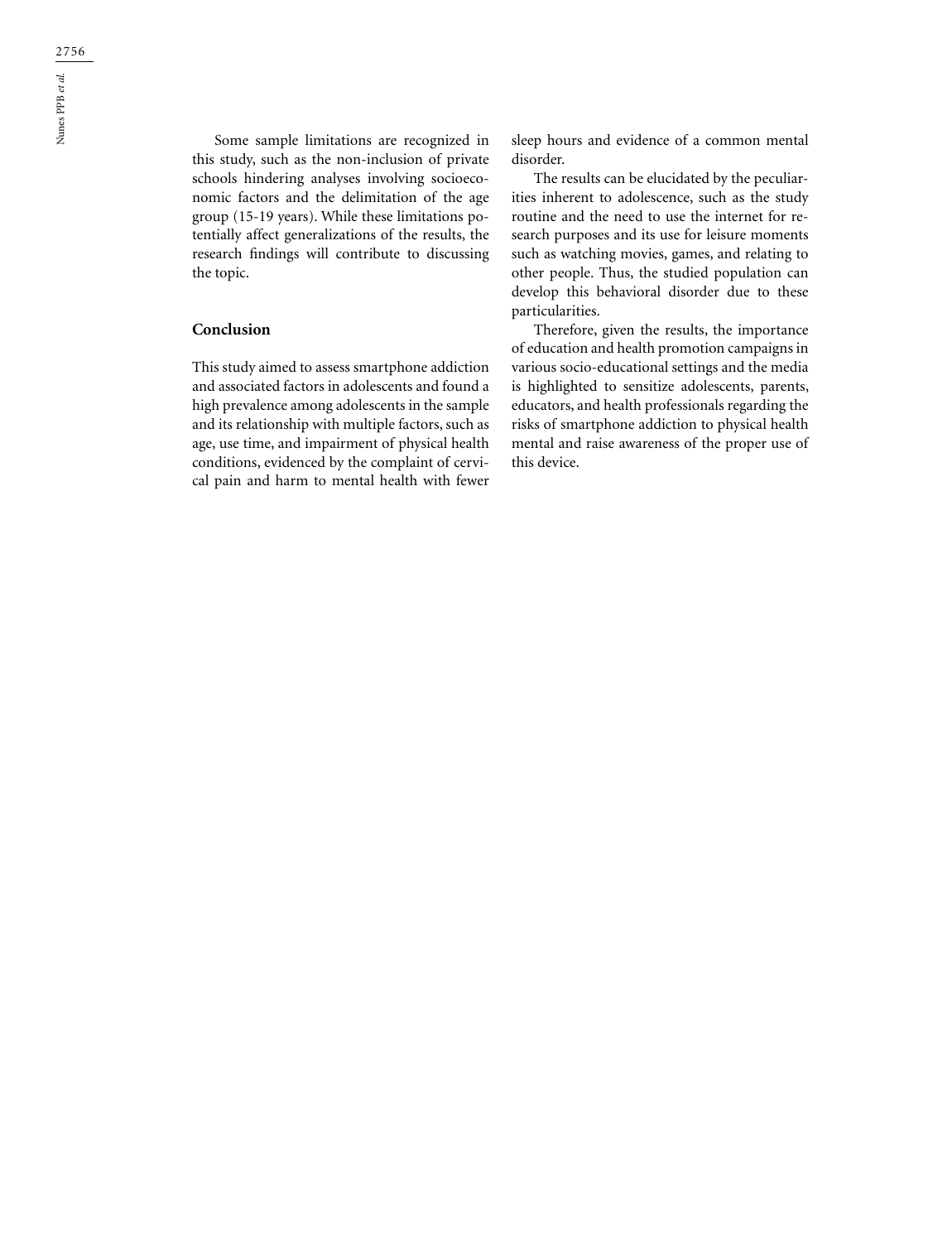Some sample limitations are recognized in this study, such as the non-inclusion of private schools hindering analyses involving socioeconomic factors and the delimitation of the age group (15-19 years). While these limitations potentially affect generalizations of the results, the research findings will contribute to discussing the topic.

## Conclusion

This study aimed to assess smartphone addiction and associated factors in adolescents and found a high prevalence among adolescents in the sample and its relationship with multiple factors, such as age, use time, and impairment of physical health conditions, evidenced by the complaint of cervical pain and harm to mental health with fewer sleep hours and evidence of a common mental disorder.

The results can be elucidated by the peculiarities inherent to adolescence, such as the study routine and the need to use the internet for research purposes and its use for leisure moments such as watching movies, games, and relating to other people. Thus, the studied population can develop this behavioral disorder due to these particularities.

Therefore, given the results, the importance of education and health promotion campaigns in various socio-educational settings and the media is highlighted to sensitize adolescents, parents, educators, and health professionals regarding the risks of smartphone addiction to physical health mental and raise awareness of the proper use of this device.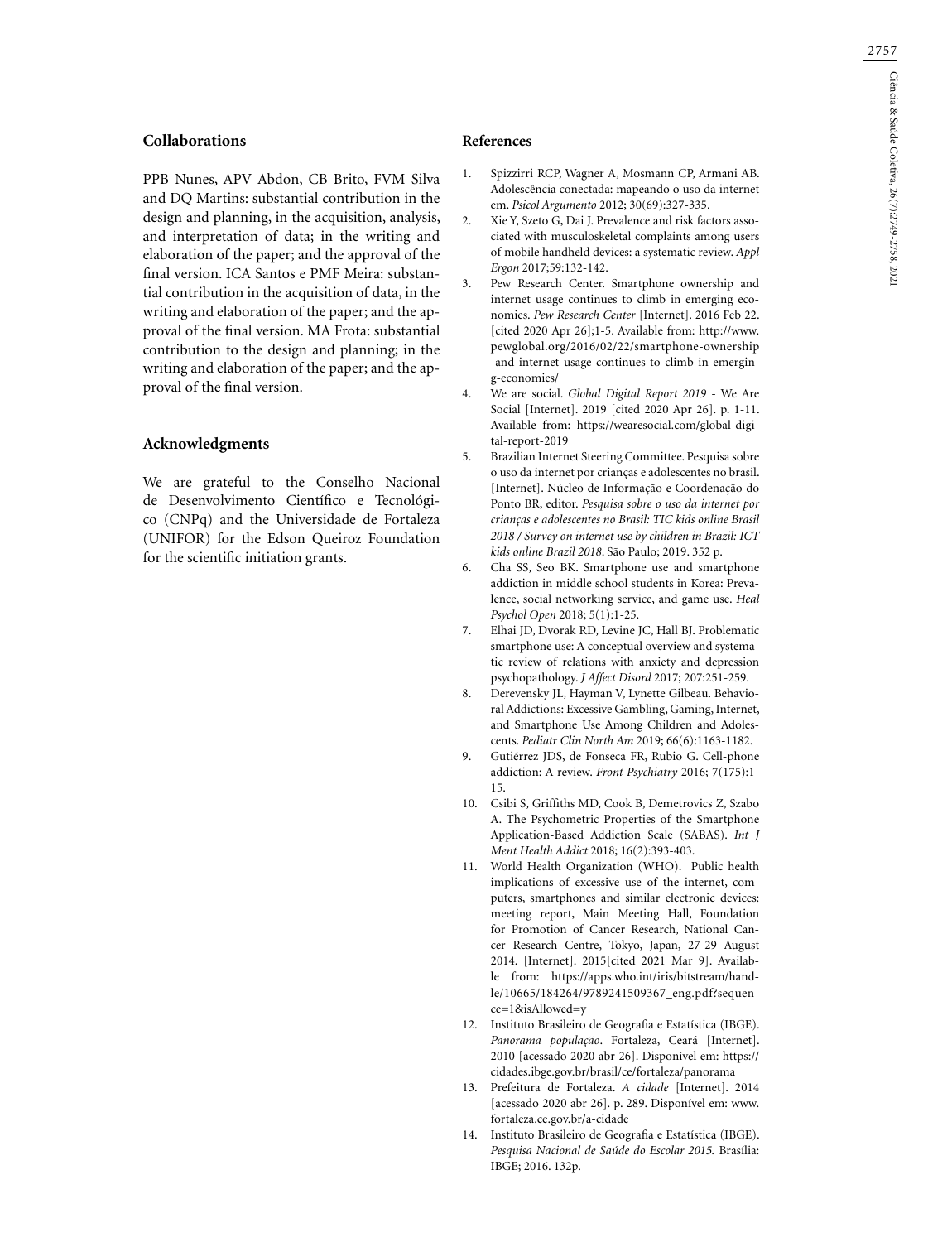## Collaborations

PPB Nunes, APV Abdon, CB Brito, FVM Silva and DQ Martins: substantial contribution in the design and planning, in the acquisition, analysis, and interpretation of data; in the writing and elaboration of the paper; and the approval of the final version. ICA Santos e PMF Meira: substantial contribution in the acquisition of data, in the writing and elaboration of the paper; and the approval of the final version. MA Frota: substantial contribution to the design and planning; in the writing and elaboration of the paper; and the approval of the final version.

## Acknowledgments

We are grateful to the Conselho Nacional de Desenvolvimento Científico e Tecnológico (CNPq) and the Universidade de Fortaleza (UNIFOR) for the Edson Queiroz Foundation for the scientific initiation grants.

## References

1. Spizzirri RCP, Wagner A, Mosmann CP, Armani AB. Adolescência conectada: mapeando o uso da internet em. *Psicol Argumento* 2012; 30(69):327-335.
2. Xie Y, Szeto G, Dai J. Prevalence and risk factors associated with musculoskeletal complaints among users of mobile handheld devices: a systematic review. *Appl Ergon* 2017;59:132-142.
3. Pew Research Center. Smartphone ownership and internet usage continues to climb in emerging economies. *Pew Research Center* [Internet]. 2016 Feb 22. [cited 2020 Apr 26];1-5. Available from: http://www.pewglobal.org/2016/02/22/smartphone-ownership-and-internet-usage-continues-to-climb-in-emerging-economies/
4. We are social. *Global Digital Report 2019* - We Are Social [Internet]. 2019 [cited 2020 Apr 26]. p. 1-11. Available from: https://wearesocial.com/global-digital-report-2019
5. Brazilian Internet Steering Committee. Pesquisa sobre o uso da internet por crianças e adolescentes no brasil. [Internet]. Núcleo de Informação e Coordenação do Ponto BR, editor. *Pesquisa sobre o uso da internet por crianças e adolescentes no Brasil: TIC kids online Brasil 2018 / Survey on internet use by children in Brazil: ICT kids online Brazil 2018*. São Paulo; 2019. 352 p.
6. Cha SS, Seo BK. Smartphone use and smartphone addiction in middle school students in Korea: Prevalence, social networking service, and game use. *Heal Psychol Open* 2018; 5(1):1-25.
7. Elhai JD, Dvorak RD, Levine JC, Hall BJ. Problematic smartphone use: A conceptual overview and systematic review of relations with anxiety and depression psychopathology. *J Affect Disord* 2017; 207:251-259.
8. Derevensky JL, Hayman V, Lynette Gilbeau. Behavioral Addictions: Excessive Gambling, Gaming, Internet, and Smartphone Use Among Children and Adolescents. *Pediatr Clin North Am* 2019; 66(6):1163-1182.
9. Gutiérrez JDS, de Fonseca FR, Rubio G. Cell-phone addiction: A review. *Front Psychiatry* 2016; 7(175):1-15.
10. Csibi S, Griffiths MD, Cook B, Demetrovics Z, Szabo A. The Psychometric Properties of the Smartphone Application-Based Addiction Scale (SABAS). *Int J Ment Health Addict* 2018; 16(2):393-403.
11. World Health Organization (WHO). Public health implications of excessive use of the internet, computers, smartphones and similar electronic devices: meeting report, Main Meeting Hall, Foundation for Promotion of Cancer Research, National Cancer Research Centre, Tokyo, Japan, 27-29 August 2014. [Internet]. 2015[cited 2021 Mar 9]. Available from: https://apps.who.int/iris/bitstream/handle/10665/184264/9789241509367_eng.pdf?sequence=1&isAllowed=y
12. Instituto Brasileiro de Geografia e Estatística (IBGE). *Panorama população*. Fortaleza, Ceará [Internet]. 2010 [acessado 2020 abr 26]. Disponível em: https://cidades.ibge.gov.br/brasil/ce/fortaleza/panorama
13. Prefeitura de Fortaleza. *A cidade* [Internet]. 2014 [acessado 2020 abr 26]. p. 289. Disponível em: www.fortaleza.ce.gov.br/a-cidade
14. Instituto Brasileiro de Geografia e Estatística (IBGE). *Pesquisa Nacional de Saúde do Escolar 2015.* Brasília: IBGE; 2016. 132p.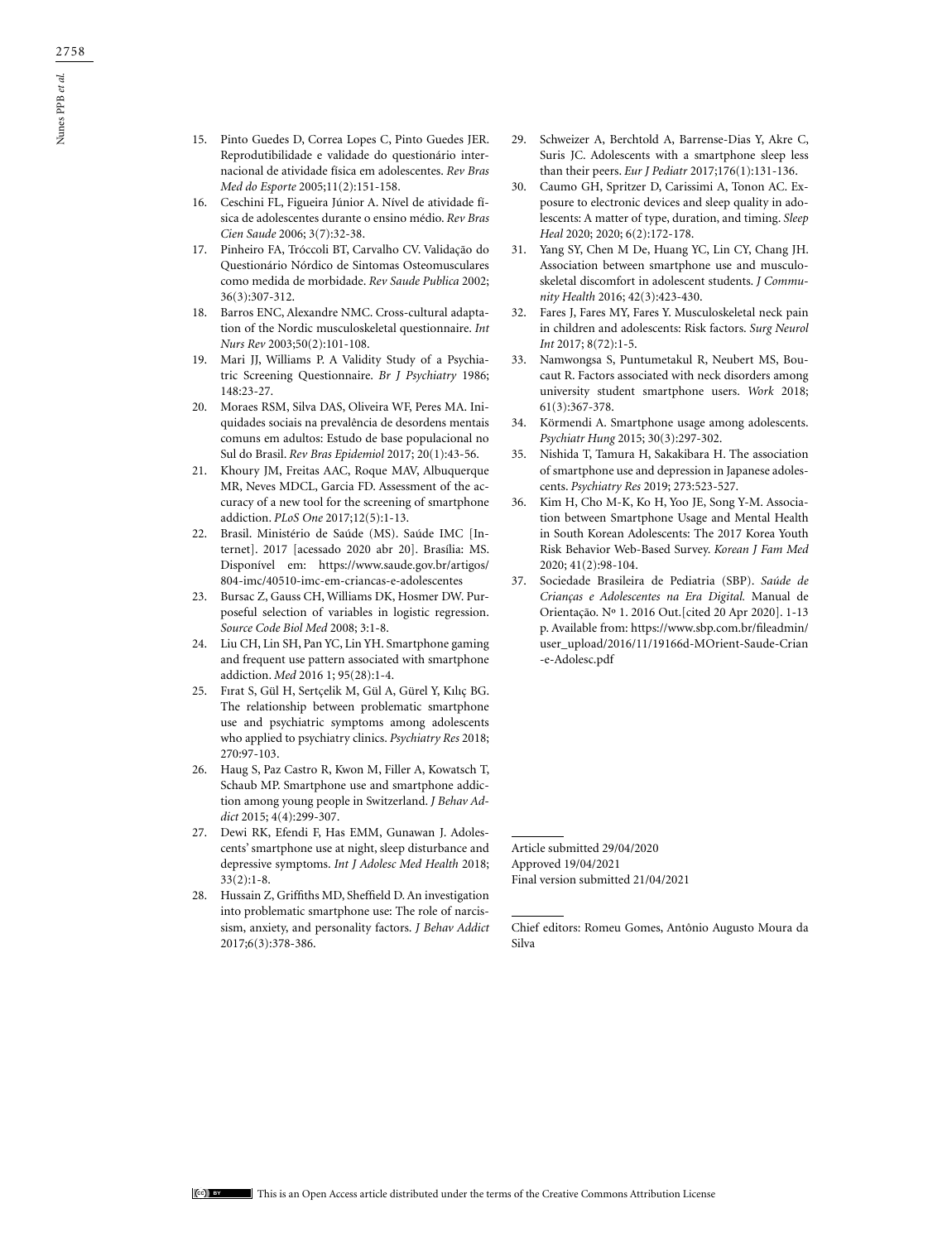15. Pinto Guedes D, Correa Lopes C, Pinto Guedes JER. Reprodutibilidade e validade do questionário internacional de atividade física em adolescentes. *Rev Bras Med do Esporte* 2005;11(2):151-158.
16. Ceschini FL, Figueira Júnior A. Nível de atividade física de adolescentes durante o ensino médio. *Rev Bras Cien Saude* 2006; 3(7):32-38.
17. Pinheiro FA, Tróccoli BT, Carvalho CV. Validação do Questionário Nórdico de Sintomas Osteomusculares como medida de morbidade. *Rev Saude Publica* 2002; 36(3):307-312.
18. Barros ENC, Alexandre NMC. Cross-cultural adaptation of the Nordic musculoskeletal questionnaire. *Int Nurs Rev* 2003;50(2):101-108.
19. Mari JJ, Williams P. A Validity Study of a Psychiatric Screening Questionnaire. *Br J Psychiatry* 1986; 148:23-27.
20. Moraes RSM, Silva DAS, Oliveira WF, Peres MA. Iniquidades sociais na prevalência de desordens mentais comuns em adultos: Estudo de base populacional no Sul do Brasil. *Rev Bras Epidemiol* 2017; 20(1):43-56.
21. Khoury JM, Freitas AAC, Roque MAV, Albuquerque MR, Neves MDCL, Garcia FD. Assessment of the accuracy of a new tool for the screening of smartphone addiction. *PLoS One* 2017;12(5):1-13.
22. Brasil. Ministério de Saúde (MS). Saúde IMC [Internet]. 2017 [acessado 2020 abr 20]. Brasília: MS. Disponível em: https://www.saude.gov.br/artigos/804-imc/40510-imc-em-criancas-e-adolescentes
23. Bursac Z, Gauss CH, Williams DK, Hosmer DW. Purposeful selection of variables in logistic regression. *Source Code Biol Med* 2008; 3:1-8.
24. Liu CH, Lin SH, Pan YC, Lin YH. Smartphone gaming and frequent use pattern associated with smartphone addiction. *Med* 2016 1; 95(28):1-4.
25. Fırat S, Gül H, Sertçelik M, Gül A, Gürel Y, Kılıç BG. The relationship between problematic smartphone use and psychiatric symptoms among adolescents who applied to psychiatry clinics. *Psychiatry Res* 2018; 270:97-103.
26. Haug S, Paz Castro R, Kwon M, Filler A, Kowatsch T, Schaub MP. Smartphone use and smartphone addiction among young people in Switzerland. *J Behav Addict* 2015; 4(4):299-307.
27. Dewi RK, Efendi F, Has EMM, Gunawan J. Adolescents' smartphone use at night, sleep disturbance and depressive symptoms. *Int J Adolesc Med Health* 2018; 33(2):1-8.
28. Hussain Z, Griffiths MD, Sheffield D. An investigation into problematic smartphone use: The role of narcissism, anxiety, and personality factors. *J Behav Addict* 2017;6(3):378-386.
29. Schweizer A, Berchtold A, Barrense-Dias Y, Akre C, Suris JC. Adolescents with a smartphone sleep less than their peers. *Eur J Pediatr* 2017;176(1):131-136.
30. Caumo GH, Spritzer D, Carissimi A, Tonon AC. Exposure to electronic devices and sleep quality in adolescents: A matter of type, duration, and timing. *Sleep Heal* 2020; 2020; 6(2):172-178.
31. Yang SY, Chen M De, Huang YC, Lin CY, Chang JH. Association between smartphone use and musculoskeletal discomfort in adolescent students. *J Community Health* 2016; 42(3):423-430.
32. Fares J, Fares MY, Fares Y. Musculoskeletal neck pain in children and adolescents: Risk factors. *Surg Neurol Int* 2017; 8(72):1-5.
33. Namwongsa S, Puntumetakul R, Neubert MS, Boucaut R. Factors associated with neck disorders among university student smartphone users. *Work* 2018; 61(3):367-378.
34. Körmendi A. Smartphone usage among adolescents. *Psychiatr Hung* 2015; 30(3):297-302.
35. Nishida T, Tamura H, Sakakibara H. The association of smartphone use and depression in Japanese adolescents. *Psychiatry Res* 2019; 273:523-527.
36. Kim H, Cho M-K, Ko H, Yoo JE, Song Y-M. Association between Smartphone Usage and Mental Health in South Korean Adolescents: The 2017 Korea Youth Risk Behavior Web-Based Survey. *Korean J Fam Med* 2020; 41(2):98-104.
37. Sociedade Brasileira de Pediatria (SBP). *Saúde de Crianças e Adolescentes na Era Digital.* Manual de Orientação. Nº 1. 2016 Out.[cited 20 Apr 2020]. 1-13 p. Available from: https://www.sbp.com.br/fileadmin/user_upload/2016/11/19166d-MOrient-Saude-Crian-e-Adolesc.pdf

Article submitted 29/04/2020
Approved 19/04/2021
Final version submitted 21/04/2021

Chief editors: Romeu Gomes, Antônio Augusto Moura da Silva

This is an Open Access article distributed under the terms of the Creative Commons Attribution License